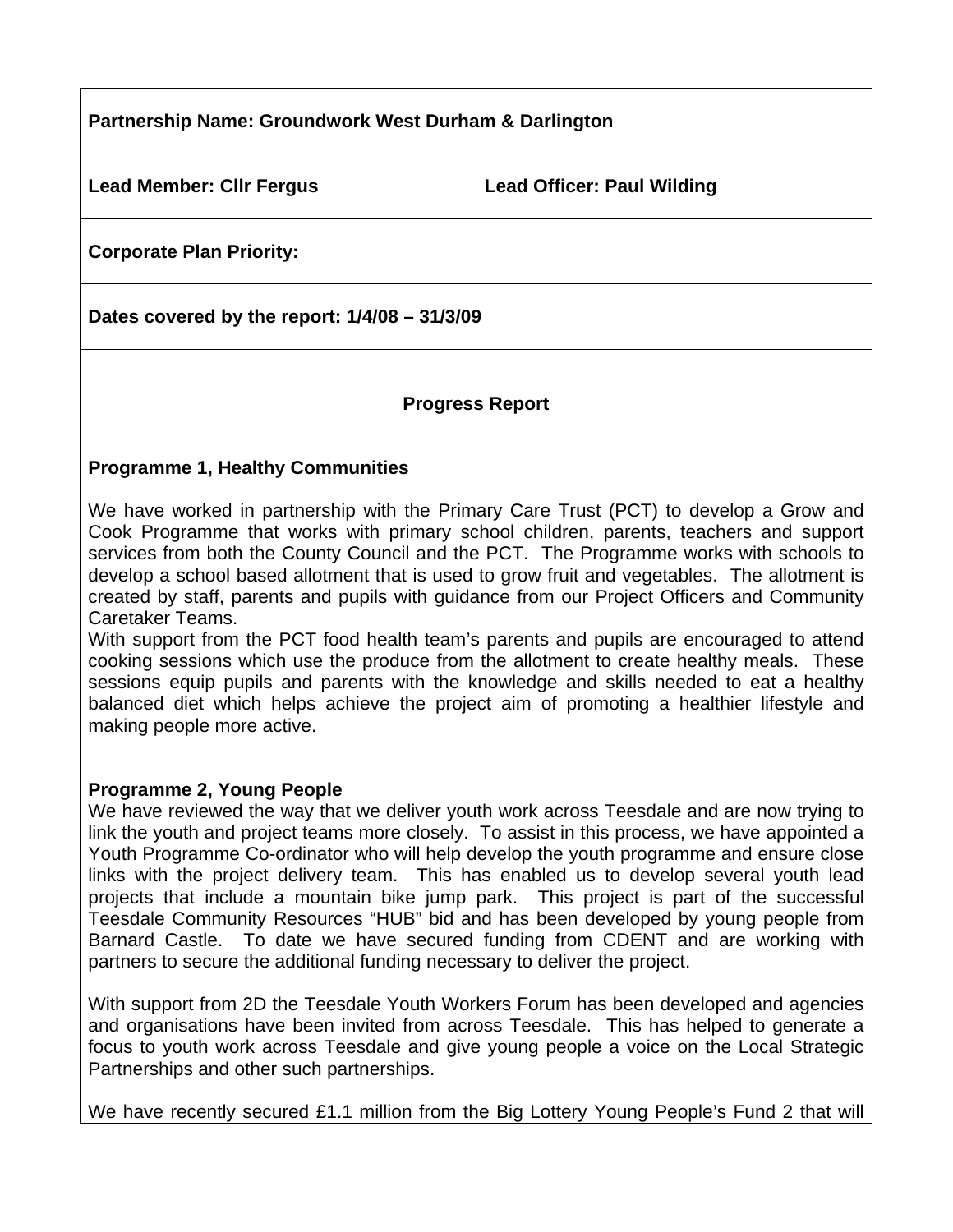| **Partnership Name: Groundwork West Durham & Darlington** | |
|---|---|
| **Lead Member: Cllr Fergus** | **Lead Officer: Paul Wilding** |
| **Corporate Plan Priority:** | |
| **Dates covered by the report: 1/4/08 – 31/3/09** | |

**Progress Report**

**Programme 1, Healthy Communities**

We have worked in partnership with the Primary Care Trust (PCT) to develop a Grow and Cook Programme that works with primary school children, parents, teachers and support services from both the County Council and the PCT. The Programme works with schools to develop a school based allotment that is used to grow fruit and vegetables. The allotment is created by staff, parents and pupils with guidance from our Project Officers and Community Caretaker Teams.

With support from the PCT food health team's parents and pupils are encouraged to attend cooking sessions which use the produce from the allotment to create healthy meals. These sessions equip pupils and parents with the knowledge and skills needed to eat a healthy balanced diet which helps achieve the project aim of promoting a healthier lifestyle and making people more active.

**Programme 2, Young People**

We have reviewed the way that we deliver youth work across Teesdale and are now trying to link the youth and project teams more closely. To assist in this process, we have appointed a Youth Programme Co-ordinator who will help develop the youth programme and ensure close links with the project delivery team. This has enabled us to develop several youth lead projects that include a mountain bike jump park. This project is part of the successful Teesdale Community Resources "HUB" bid and has been developed by young people from Barnard Castle. To date we have secured funding from CDENT and are working with partners to secure the additional funding necessary to deliver the project.

With support from 2D the Teesdale Youth Workers Forum has been developed and agencies and organisations have been invited from across Teesdale. This has helped to generate a focus to youth work across Teesdale and give young people a voice on the Local Strategic Partnerships and other such partnerships.

We have recently secured £1.1 million from the Big Lottery Young People's Fund 2 that will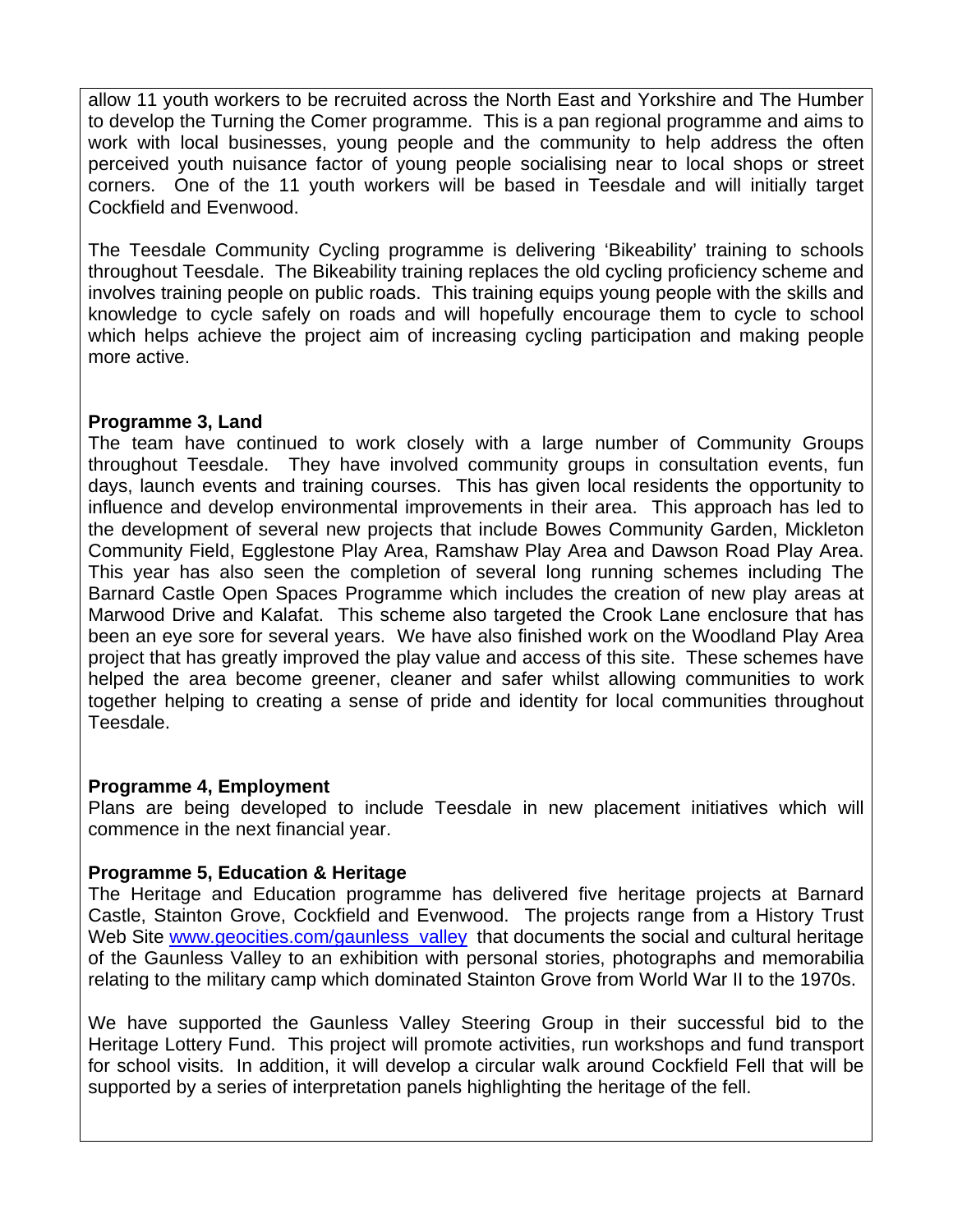allow 11 youth workers to be recruited across the North East and Yorkshire and The Humber to develop the Turning the Comer programme. This is a pan regional programme and aims to work with local businesses, young people and the community to help address the often perceived youth nuisance factor of young people socialising near to local shops or street corners. One of the 11 youth workers will be based in Teesdale and will initially target Cockfield and Evenwood.

The Teesdale Community Cycling programme is delivering 'Bikeability' training to schools throughout Teesdale. The Bikeability training replaces the old cycling proficiency scheme and involves training people on public roads. This training equips young people with the skills and knowledge to cycle safely on roads and will hopefully encourage them to cycle to school which helps achieve the project aim of increasing cycling participation and making people more active.

**Programme 3, Land**

The team have continued to work closely with a large number of Community Groups throughout Teesdale. They have involved community groups in consultation events, fun days, launch events and training courses. This has given local residents the opportunity to influence and develop environmental improvements in their area. This approach has led to the development of several new projects that include Bowes Community Garden, Mickleton Community Field, Egglestone Play Area, Ramshaw Play Area and Dawson Road Play Area. This year has also seen the completion of several long running schemes including The Barnard Castle Open Spaces Programme which includes the creation of new play areas at Marwood Drive and Kalafat. This scheme also targeted the Crook Lane enclosure that has been an eye sore for several years. We have also finished work on the Woodland Play Area project that has greatly improved the play value and access of this site. These schemes have helped the area become greener, cleaner and safer whilst allowing communities to work together helping to creating a sense of pride and identity for local communities throughout Teesdale.

**Programme 4, Employment**

Plans are being developed to include Teesdale in new placement initiatives which will commence in the next financial year.

**Programme 5, Education & Heritage**

The Heritage and Education programme has delivered five heritage projects at Barnard Castle, Stainton Grove, Cockfield and Evenwood. The projects range from a History Trust Web Site [www.geocities.com/gaunless_valley](www.geocities.com/gaunless_valley) that documents the social and cultural heritage of the Gaunless Valley to an exhibition with personal stories, photographs and memorabilia relating to the military camp which dominated Stainton Grove from World War II to the 1970s.

We have supported the Gaunless Valley Steering Group in their successful bid to the Heritage Lottery Fund. This project will promote activities, run workshops and fund transport for school visits. In addition, it will develop a circular walk around Cockfield Fell that will be supported by a series of interpretation panels highlighting the heritage of the fell.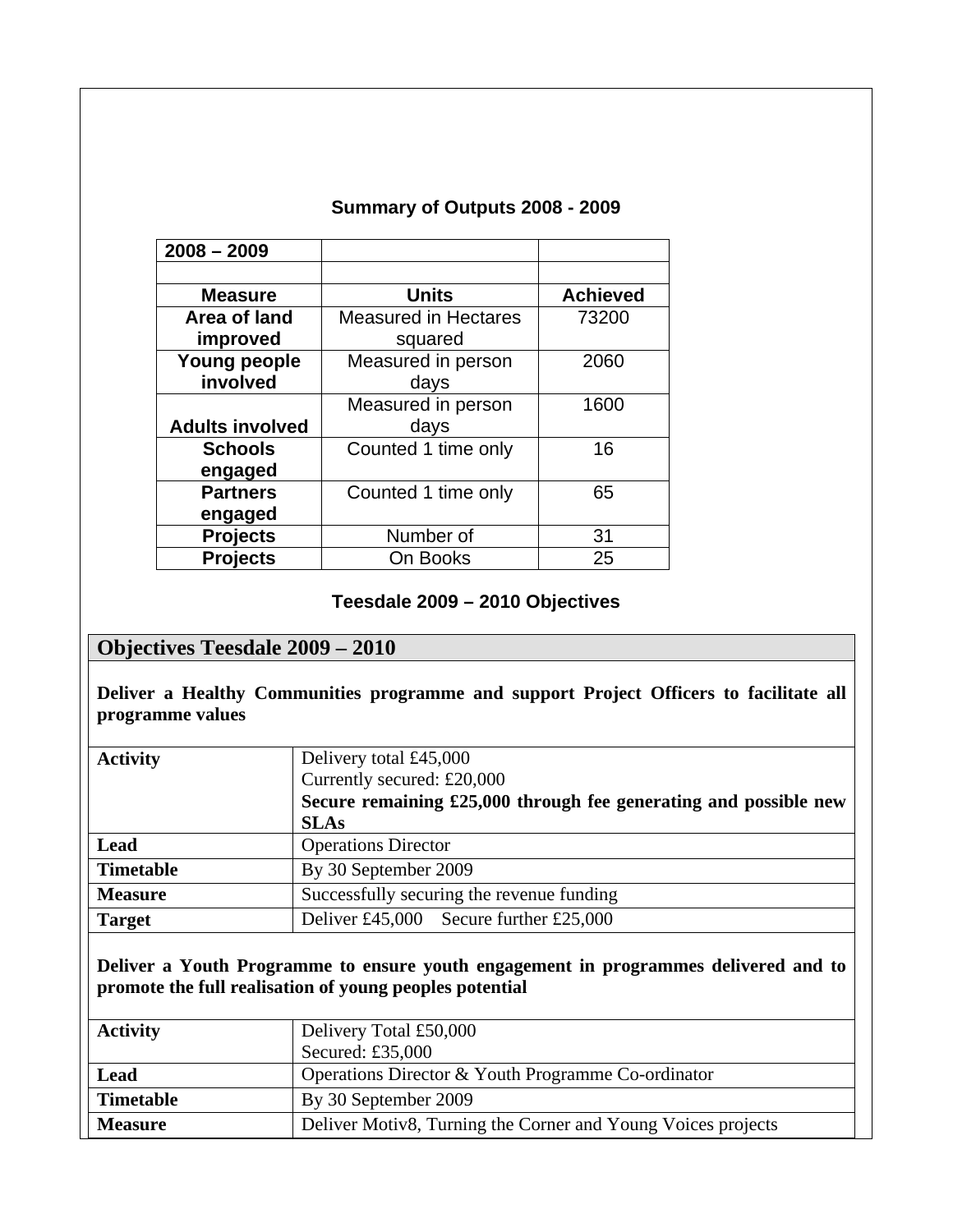**Summary of Outputs 2008 - 2009**

| 2008 – 2009 | | |
|---|---|---|
| | | |
| **Measure** | **Units** | **Achieved** |
| **Area of land improved** | Measured in Hectares squared | 73200 |
| **Young people involved** | Measured in person days | 2060 |
| **Adults involved** | Measured in person days | 1600 |
| **Schools engaged** | Counted 1 time only | 16 |
| **Partners engaged** | Counted 1 time only | 65 |
| **Projects** | Number of | 31 |
| **Projects** | On Books | 25 |

**Teesdale 2009 – 2010 Objectives**

## Objectives Teesdale 2009 – 2010

**Deliver a Healthy Communities programme and support Project Officers to facilitate all programme values**

| | |
|---|---|
| **Activity** | Delivery total £45,000<br>Currently secured: £20,000<br>**Secure remaining £25,000 through fee generating and possible new SLAs** |
| **Lead** | Operations Director |
| **Timetable** | By 30 September 2009 |
| **Measure** | Successfully securing the revenue funding |
| **Target** | Deliver £45,000 Secure further £25,000 |

**Deliver a Youth Programme to ensure youth engagement in programmes delivered and to promote the full realisation of young peoples potential**

| | |
|---|---|
| **Activity** | Delivery Total £50,000<br>Secured: £35,000 |
| **Lead** | Operations Director & Youth Programme Co-ordinator |
| **Timetable** | By 30 September 2009 |
| **Measure** | Deliver Motiv8, Turning the Corner and Young Voices projects |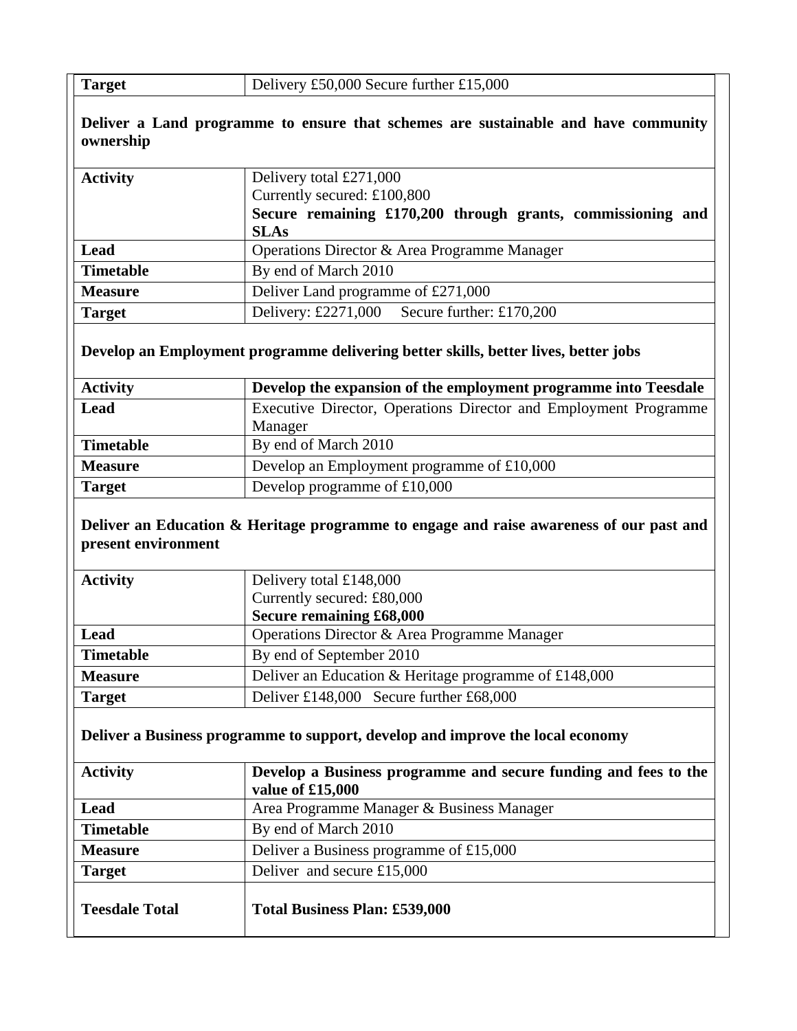| | |
|---|---|
| **Target** | Delivery £50,000 Secure further £15,000 |

**Deliver a Land programme to ensure that schemes are sustainable and have community ownership**

| | |
|---|---|
| **Activity** | Delivery total £271,000<br>Currently secured: £100,800<br>**Secure remaining £170,200 through grants, commissioning and SLAs** |
| **Lead** | Operations Director & Area Programme Manager |
| **Timetable** | By end of March 2010 |
| **Measure** | Deliver Land programme of £271,000 |
| **Target** | Delivery: £2271,000 Secure further: £170,200 |

**Develop an Employment programme delivering better skills, better lives, better jobs**

| | |
|---|---|
| **Activity** | **Develop the expansion of the employment programme into Teesdale** |
| **Lead** | Executive Director, Operations Director and Employment Programme Manager |
| **Timetable** | By end of March 2010 |
| **Measure** | Develop an Employment programme of £10,000 |
| **Target** | Develop programme of £10,000 |

**Deliver an Education & Heritage programme to engage and raise awareness of our past and present environment**

| | |
|---|---|
| **Activity** | Delivery total £148,000<br>Currently secured: £80,000<br>**Secure remaining £68,000** |
| **Lead** | Operations Director & Area Programme Manager |
| **Timetable** | By end of September 2010 |
| **Measure** | Deliver an Education & Heritage programme of £148,000 |
| **Target** | Deliver £148,000 Secure further £68,000 |

**Deliver a Business programme to support, develop and improve the local economy**

| | |
|---|---|
| **Activity** | **Develop a Business programme and secure funding and fees to the value of £15,000** |
| **Lead** | Area Programme Manager & Business Manager |
| **Timetable** | By end of March 2010 |
| **Measure** | Deliver a Business programme of £15,000 |
| **Target** | Deliver and secure £15,000 |
| **Teesdale Total** | **Total Business Plan: £539,000** |